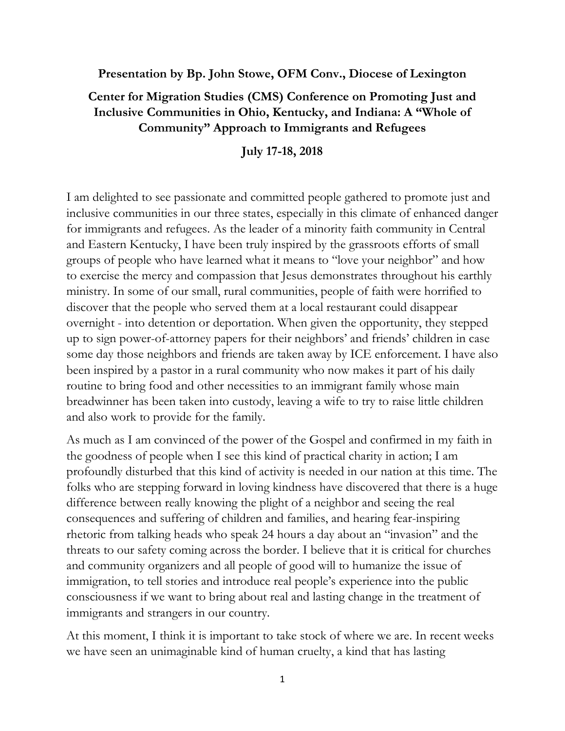**Presentation by Bp. John Stowe, OFM Conv., Diocese of Lexington**

**Center for Migration Studies (CMS) Conference on Promoting Just and Inclusive Communities in Ohio, Kentucky, and Indiana: A "Whole of Community" Approach to Immigrants and Refugees**

**July 17-18, 2018**

I am delighted to see passionate and committed people gathered to promote just and inclusive communities in our three states, especially in this climate of enhanced danger for immigrants and refugees. As the leader of a minority faith community in Central and Eastern Kentucky, I have been truly inspired by the grassroots efforts of small groups of people who have learned what it means to "love your neighbor" and how to exercise the mercy and compassion that Jesus demonstrates throughout his earthly ministry. In some of our small, rural communities, people of faith were horrified to discover that the people who served them at a local restaurant could disappear overnight - into detention or deportation. When given the opportunity, they stepped up to sign power-of-attorney papers for their neighbors' and friends' children in case some day those neighbors and friends are taken away by ICE enforcement. I have also been inspired by a pastor in a rural community who now makes it part of his daily routine to bring food and other necessities to an immigrant family whose main breadwinner has been taken into custody, leaving a wife to try to raise little children and also work to provide for the family.

As much as I am convinced of the power of the Gospel and confirmed in my faith in the goodness of people when I see this kind of practical charity in action; I am profoundly disturbed that this kind of activity is needed in our nation at this time. The folks who are stepping forward in loving kindness have discovered that there is a huge difference between really knowing the plight of a neighbor and seeing the real consequences and suffering of children and families, and hearing fear-inspiring rhetoric from talking heads who speak 24 hours a day about an "invasion" and the threats to our safety coming across the border. I believe that it is critical for churches and community organizers and all people of good will to humanize the issue of immigration, to tell stories and introduce real people's experience into the public consciousness if we want to bring about real and lasting change in the treatment of immigrants and strangers in our country.

At this moment, I think it is important to take stock of where we are. In recent weeks we have seen an unimaginable kind of human cruelty, a kind that has lasting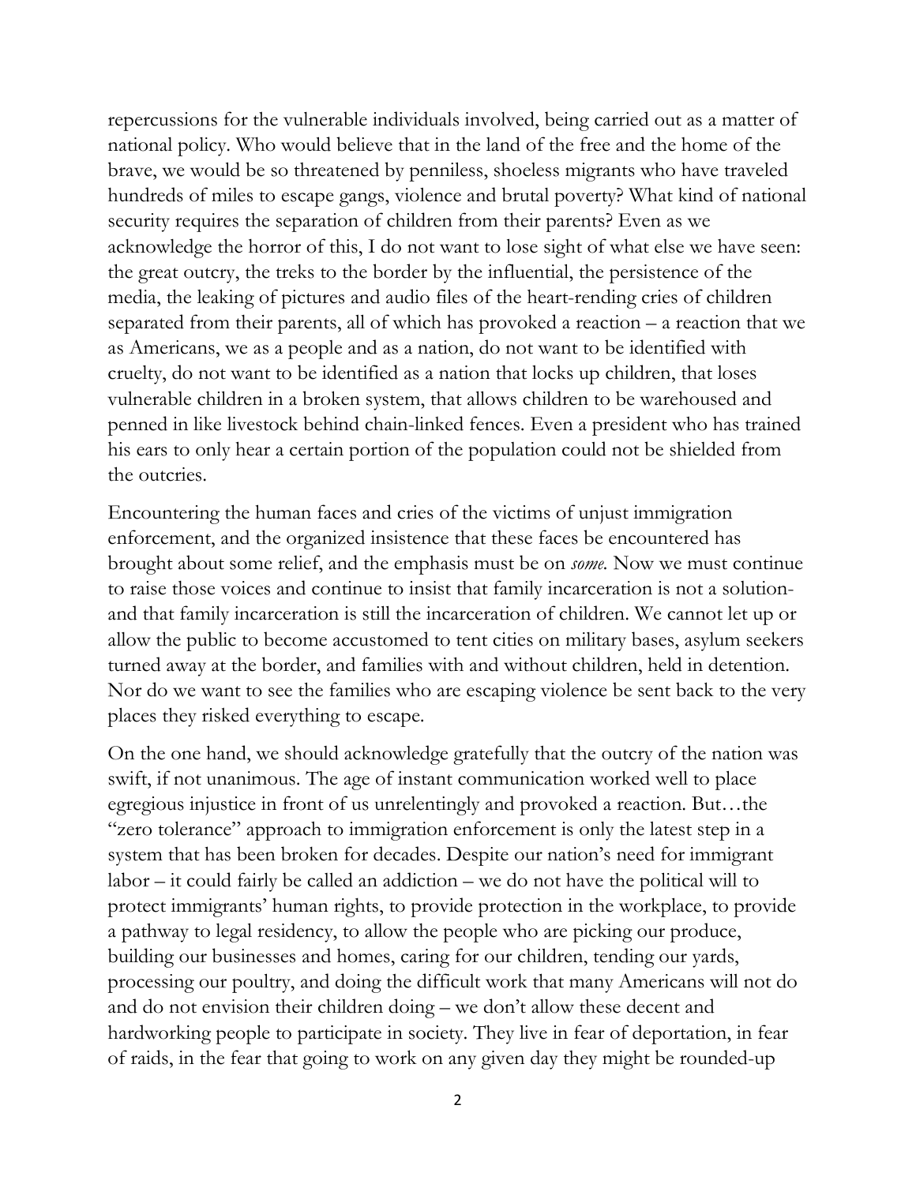repercussions for the vulnerable individuals involved, being carried out as a matter of national policy. Who would believe that in the land of the free and the home of the brave, we would be so threatened by penniless, shoeless migrants who have traveled hundreds of miles to escape gangs, violence and brutal poverty? What kind of national security requires the separation of children from their parents? Even as we acknowledge the horror of this, I do not want to lose sight of what else we have seen: the great outcry, the treks to the border by the influential, the persistence of the media, the leaking of pictures and audio files of the heart-rending cries of children separated from their parents, all of which has provoked a reaction – a reaction that we as Americans, we as a people and as a nation, do not want to be identified with cruelty, do not want to be identified as a nation that locks up children, that loses vulnerable children in a broken system, that allows children to be warehoused and penned in like livestock behind chain-linked fences. Even a president who has trained his ears to only hear a certain portion of the population could not be shielded from the outcries.

Encountering the human faces and cries of the victims of unjust immigration enforcement, and the organized insistence that these faces be encountered has brought about some relief, and the emphasis must be on *some.* Now we must continue to raise those voices and continue to insist that family incarceration is not a solution- and that family incarceration is still the incarceration of children. We cannot let up or allow the public to become accustomed to tent cities on military bases, asylum seekers turned away at the border, and families with and without children, held in detention. Nor do we want to see the families who are escaping violence be sent back to the very places they risked everything to escape.

On the one hand, we should acknowledge gratefully that the outcry of the nation was swift, if not unanimous. The age of instant communication worked well to place egregious injustice in front of us unrelentingly and provoked a reaction. But…the "zero tolerance" approach to immigration enforcement is only the latest step in a system that has been broken for decades. Despite our nation's need for immigrant labor – it could fairly be called an addiction – we do not have the political will to protect immigrants' human rights, to provide protection in the workplace, to provide a pathway to legal residency, to allow the people who are picking our produce, building our businesses and homes, caring for our children, tending our yards, processing our poultry, and doing the difficult work that many Americans will not do and do not envision their children doing – we don't allow these decent and hardworking people to participate in society. They live in fear of deportation, in fear of raids, in the fear that going to work on any given day they might be rounded-up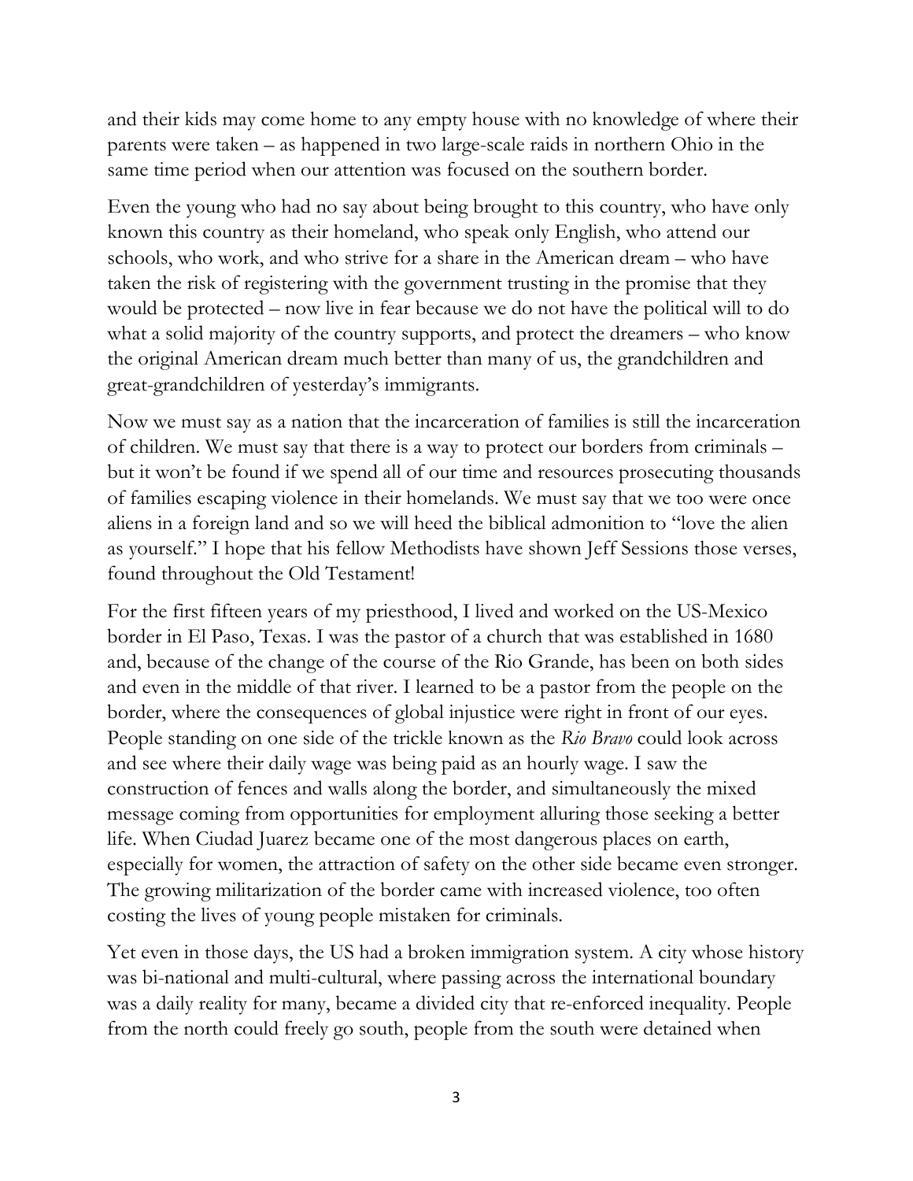and their kids may come home to any empty house with no knowledge of where their parents were taken – as happened in two large-scale raids in northern Ohio in the same time period when our attention was focused on the southern border.

Even the young who had no say about being brought to this country, who have only known this country as their homeland, who speak only English, who attend our schools, who work, and who strive for a share in the American dream – who have taken the risk of registering with the government trusting in the promise that they would be protected – now live in fear because we do not have the political will to do what a solid majority of the country supports, and protect the dreamers – who know the original American dream much better than many of us, the grandchildren and great-grandchildren of yesterday's immigrants.

Now we must say as a nation that the incarceration of families is still the incarceration of children. We must say that there is a way to protect our borders from criminals – but it won't be found if we spend all of our time and resources prosecuting thousands of families escaping violence in their homelands. We must say that we too were once aliens in a foreign land and so we will heed the biblical admonition to "love the alien as yourself." I hope that his fellow Methodists have shown Jeff Sessions those verses, found throughout the Old Testament!

For the first fifteen years of my priesthood, I lived and worked on the US-Mexico border in El Paso, Texas. I was the pastor of a church that was established in 1680 and, because of the change of the course of the Rio Grande, has been on both sides and even in the middle of that river. I learned to be a pastor from the people on the border, where the consequences of global injustice were right in front of our eyes. People standing on one side of the trickle known as the *Rio Bravo* could look across and see where their daily wage was being paid as an hourly wage. I saw the construction of fences and walls along the border, and simultaneously the mixed message coming from opportunities for employment alluring those seeking a better life. When Ciudad Juarez became one of the most dangerous places on earth, especially for women, the attraction of safety on the other side became even stronger. The growing militarization of the border came with increased violence, too often costing the lives of young people mistaken for criminals.

Yet even in those days, the US had a broken immigration system. A city whose history was bi-national and multi-cultural, where passing across the international boundary was a daily reality for many, became a divided city that re-enforced inequality. People from the north could freely go south, people from the south were detained when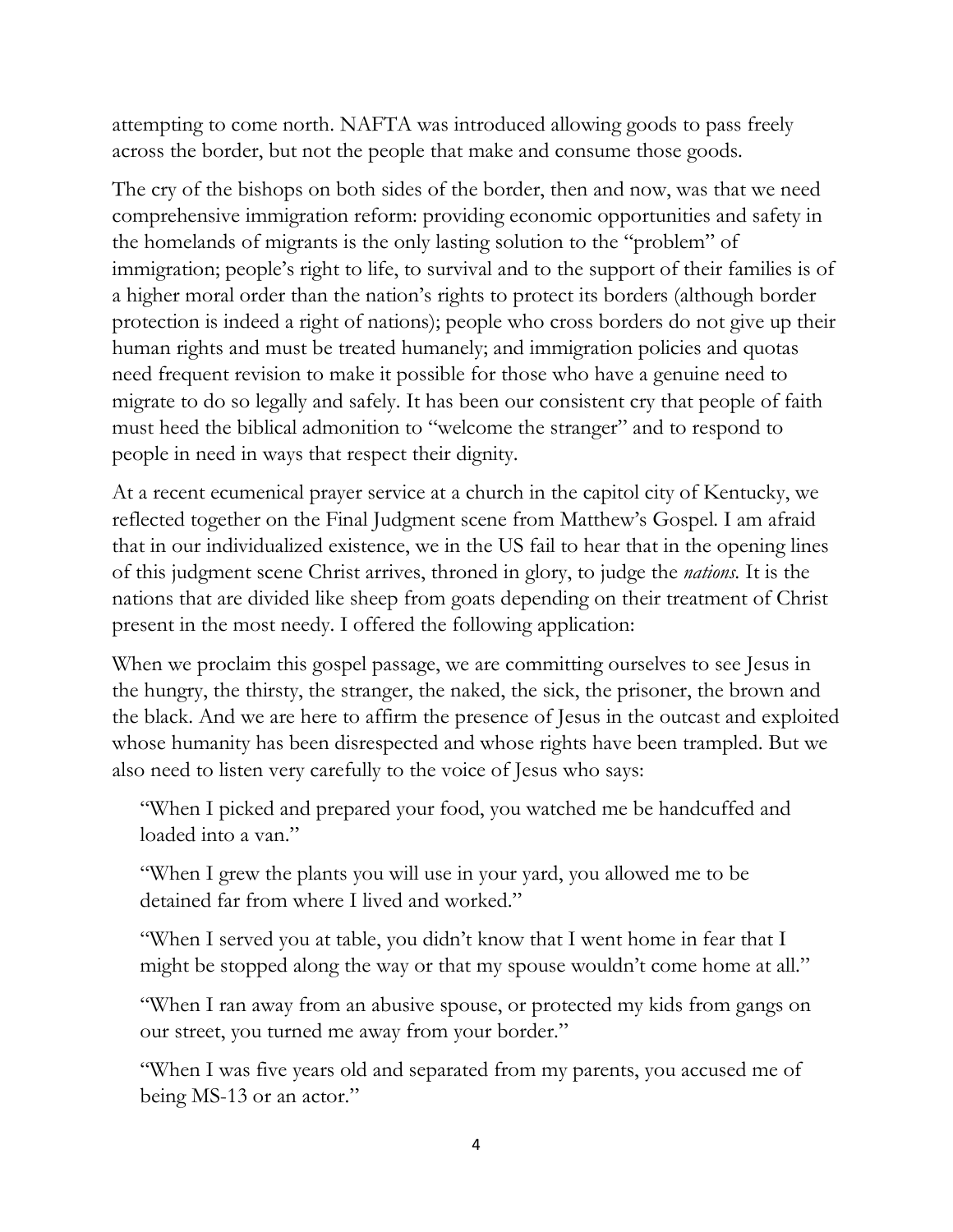attempting to come north. NAFTA was introduced allowing goods to pass freely across the border, but not the people that make and consume those goods.

The cry of the bishops on both sides of the border, then and now, was that we need comprehensive immigration reform: providing economic opportunities and safety in the homelands of migrants is the only lasting solution to the "problem" of immigration; people's right to life, to survival and to the support of their families is of a higher moral order than the nation's rights to protect its borders (although border protection is indeed a right of nations); people who cross borders do not give up their human rights and must be treated humanely; and immigration policies and quotas need frequent revision to make it possible for those who have a genuine need to migrate to do so legally and safely. It has been our consistent cry that people of faith must heed the biblical admonition to "welcome the stranger" and to respond to people in need in ways that respect their dignity.

At a recent ecumenical prayer service at a church in the capitol city of Kentucky, we reflected together on the Final Judgment scene from Matthew's Gospel. I am afraid that in our individualized existence, we in the US fail to hear that in the opening lines of this judgment scene Christ arrives, throned in glory, to judge the *nations*. It is the nations that are divided like sheep from goats depending on their treatment of Christ present in the most needy. I offered the following application:

When we proclaim this gospel passage, we are committing ourselves to see Jesus in the hungry, the thirsty, the stranger, the naked, the sick, the prisoner, the brown and the black. And we are here to affirm the presence of Jesus in the outcast and exploited whose humanity has been disrespected and whose rights have been trampled. But we also need to listen very carefully to the voice of Jesus who says:

> "When I picked and prepared your food, you watched me be handcuffed and loaded into a van."
>
> "When I grew the plants you will use in your yard, you allowed me to be detained far from where I lived and worked."
>
> "When I served you at table, you didn't know that I went home in fear that I might be stopped along the way or that my spouse wouldn't come home at all."
>
> "When I ran away from an abusive spouse, or protected my kids from gangs on our street, you turned me away from your border."
>
> "When I was five years old and separated from my parents, you accused me of being MS-13 or an actor."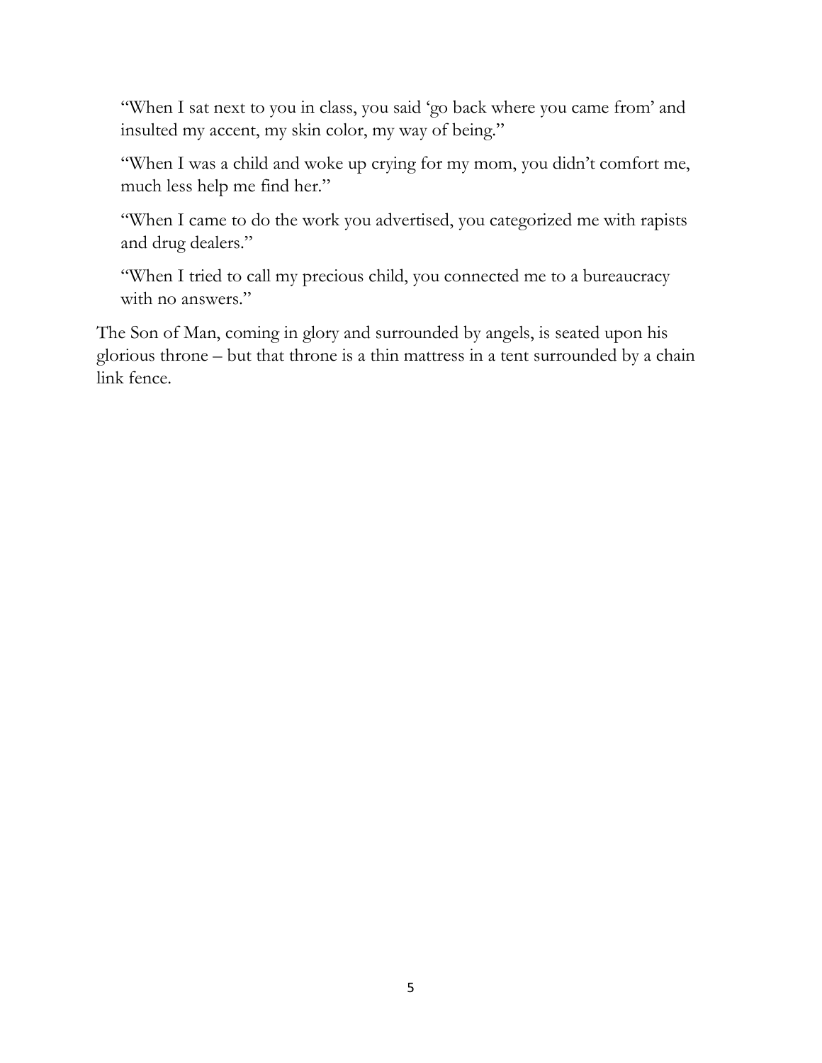> "When I sat next to you in class, you said 'go back where you came from' and insulted my accent, my skin color, my way of being."
>
> "When I was a child and woke up crying for my mom, you didn't comfort me, much less help me find her."
>
> "When I came to do the work you advertised, you categorized me with rapists and drug dealers."
>
> "When I tried to call my precious child, you connected me to a bureaucracy with no answers."

The Son of Man, coming in glory and surrounded by angels, is seated upon his glorious throne – but that throne is a thin mattress in a tent surrounded by a chain link fence.